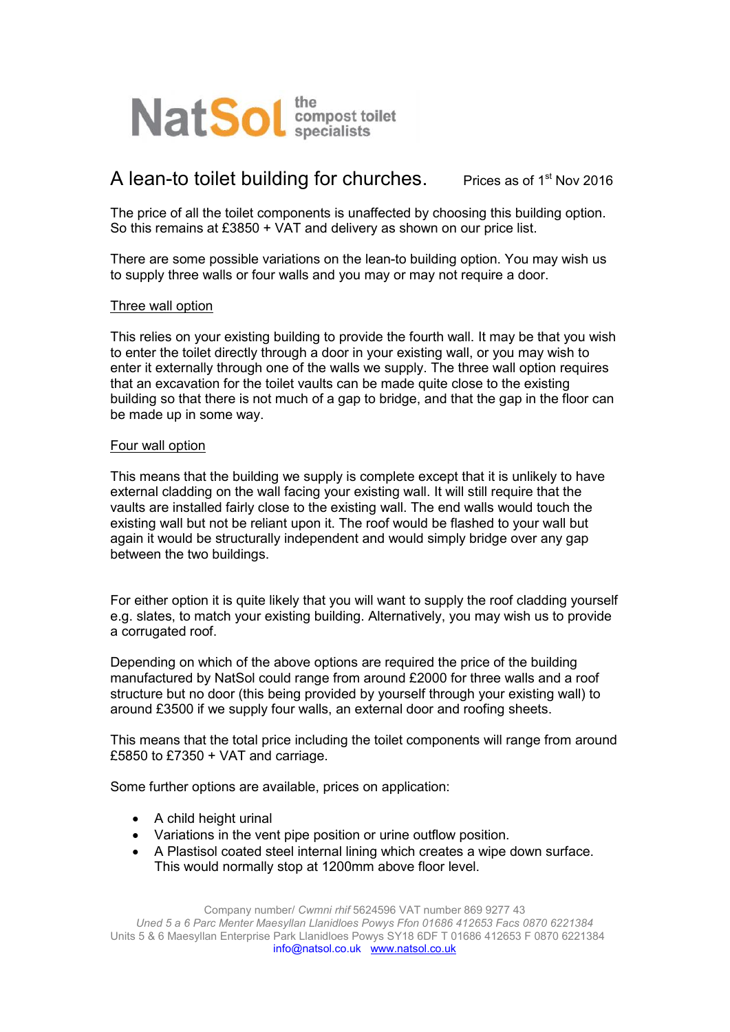NatSol the compost toilet specialists

# A lean-to toilet building for churches.

Prices as of 1st Nov 2016

The price of all the toilet components is unaffected by choosing this building option. So this remains at £3850 + VAT and delivery as shown on our price list.

There are some possible variations on the lean-to building option. You may wish us to supply three walls or four walls and you may or may not require a door.

## Three wall option

This relies on your existing building to provide the fourth wall. It may be that you wish to enter the toilet directly through a door in your existing wall, or you may wish to enter it externally through one of the walls we supply. The three wall option requires that an excavation for the toilet vaults can be made quite close to the existing building so that there is not much of a gap to bridge, and that the gap in the floor can be made up in some way.

## Four wall option

This means that the building we supply is complete except that it is unlikely to have external cladding on the wall facing your existing wall. It will still require that the vaults are installed fairly close to the existing wall. The end walls would touch the existing wall but not be reliant upon it. The roof would be flashed to your wall but again it would be structurally independent and would simply bridge over any gap between the two buildings.

For either option it is quite likely that you will want to supply the roof cladding yourself e.g. slates, to match your existing building. Alternatively, you may wish us to provide a corrugated roof.

Depending on which of the above options are required the price of the building manufactured by NatSol could range from around £2000 for three walls and a roof structure but no door (this being provided by yourself through your existing wall) to around £3500 if we supply four walls, an external door and roofing sheets.

This means that the total price including the toilet components will range from around £5850 to £7350 + VAT and carriage.

Some further options are available, prices on application:

- A child height urinal
- Variations in the vent pipe position or urine outflow position.
- A Plastisol coated steel internal lining which creates a wipe down surface. This would normally stop at 1200mm above floor level.

Company number/ *Cwmni rhif* 5624596 VAT number 869 9277 43
*Uned 5 a 6 Parc Menter Maesyllan Llanidloes Powys Ffon 01686 412653 Facs 0870 6221384*
Units 5 & 6 Maesyllan Enterprise Park Llanidloes Powys SY18 6DF T 01686 412653 F 0870 6221384
info@natsol.co.uk www.natsol.co.uk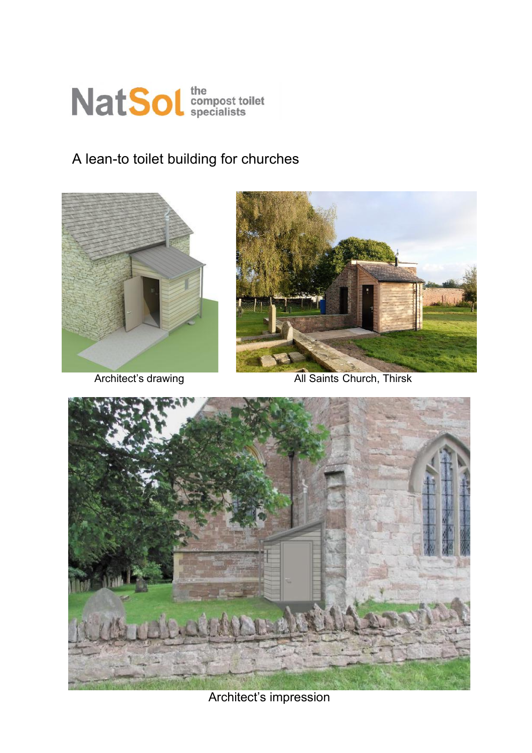NatSol the compost toilet specialists

# A lean-to toilet building for churches

Architect's drawing

All Saints Church, Thirsk

Architect's impression